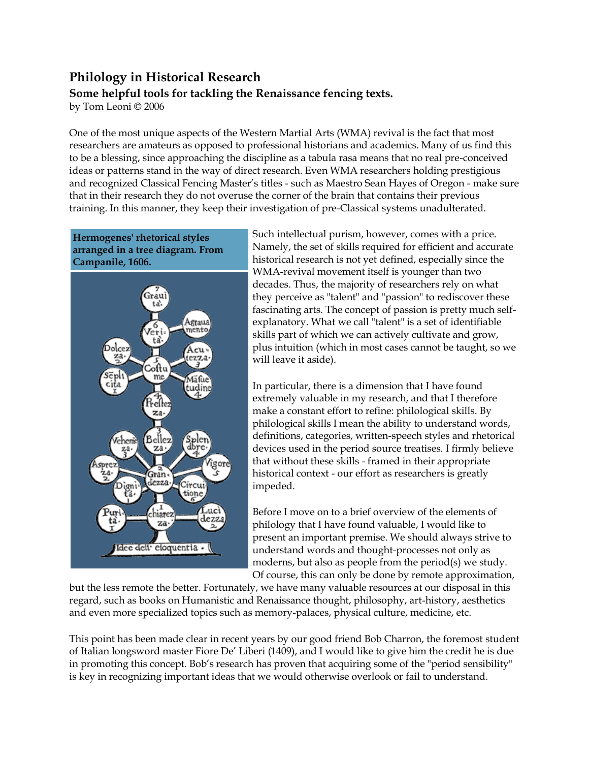# Philology in Historical Research

## Some helpful tools for tackling the Renaissance fencing texts.

by Tom Leoni © 2006

One of the most unique aspects of the Western Martial Arts (WMA) revival is the fact that most researchers are amateurs as opposed to professional historians and academics. Many of us find this to be a blessing, since approaching the discipline as a tabula rasa means that no real pre-conceived ideas or patterns stand in the way of direct research. Even WMA researchers holding prestigious and recognized Classical Fencing Master's titles - such as Maestro Sean Hayes of Oregon - make sure that in their research they do not overuse the corner of the brain that contains their previous training. In this manner, they keep their investigation of pre-Classical systems unadulterated.

**Hermogenes' rhetorical styles arranged in a tree diagram. From Campanile, 1606.**

Such intellectual purism, however, comes with a price. Namely, the set of skills required for efficient and accurate historical research is not yet defined, especially since the WMA-revival movement itself is younger than two decades. Thus, the majority of researchers rely on what they perceive as "talent" and "passion" to rediscover these fascinating arts. The concept of passion is pretty much self-explanatory. What we call "talent" is a set of identifiable skills part of which we can actively cultivate and grow, plus intuition (which in most cases cannot be taught, so we will leave it aside).

In particular, there is a dimension that I have found extremely valuable in my research, and that I therefore make a constant effort to refine: philological skills. By philological skills I mean the ability to understand words, definitions, categories, written-speech styles and rhetorical devices used in the period source treatises. I firmly believe that without these skills - framed in their appropriate historical context - our effort as researchers is greatly impeded.

Before I move on to a brief overview of the elements of philology that I have found valuable, I would like to present an important premise. We should always strive to understand words and thought-processes not only as moderns, but also as people from the period(s) we study. Of course, this can only be done by remote approximation, but the less remote the better. Fortunately, we have many valuable resources at our disposal in this regard, such as books on Humanistic and Renaissance thought, philosophy, art-history, aesthetics and even more specialized topics such as memory-palaces, physical culture, medicine, etc.

This point has been made clear in recent years by our good friend Bob Charron, the foremost student of Italian longsword master Fiore De' Liberi (1409), and I would like to give him the credit he is due in promoting this concept. Bob's research has proven that acquiring some of the "period sensibility" is key in recognizing important ideas that we would otherwise overlook or fail to understand.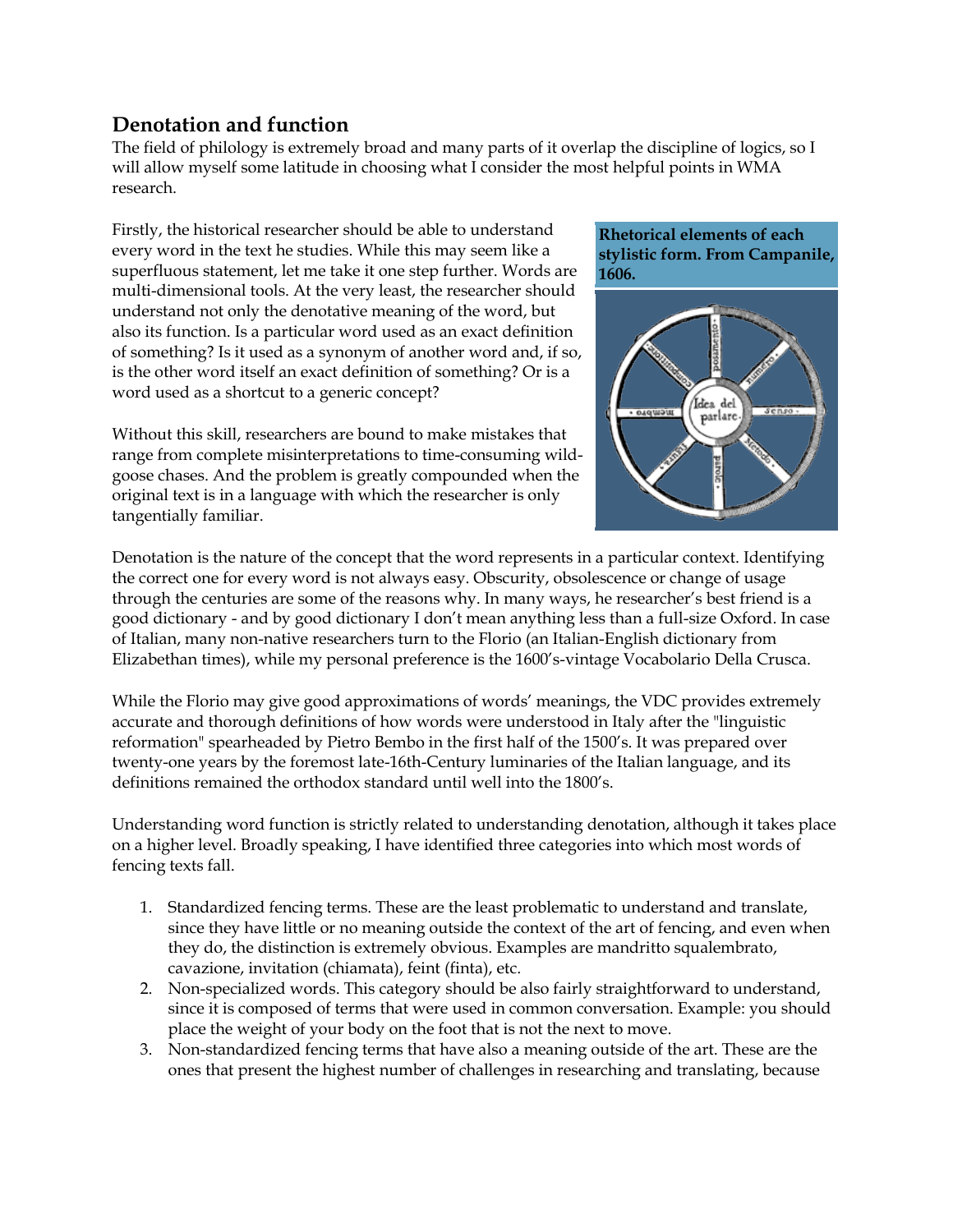## Denotation and function

The field of philology is extremely broad and many parts of it overlap the discipline of logics, so I will allow myself some latitude in choosing what I consider the most helpful points in WMA research.

Firstly, the historical researcher should be able to understand every word in the text he studies. While this may seem like a superfluous statement, let me take it one step further. Words are multi-dimensional tools. At the very least, the researcher should understand not only the denotative meaning of the word, but also its function. Is a particular word used as an exact definition of something? Is it used as a synonym of another word and, if so, is the other word itself an exact definition of something? Or is a word used as a shortcut to a generic concept?

**Rhetorical elements of each stylistic form. From Campanile, 1606.**

Without this skill, researchers are bound to make mistakes that range from complete misinterpretations to time-consuming wild-goose chases. And the problem is greatly compounded when the original text is in a language with which the researcher is only tangentially familiar.

Denotation is the nature of the concept that the word represents in a particular context. Identifying the correct one for every word is not always easy. Obscurity, obsolescence or change of usage through the centuries are some of the reasons why. In many ways, he researcher's best friend is a good dictionary - and by good dictionary I don't mean anything less than a full-size Oxford. In case of Italian, many non-native researchers turn to the Florio (an Italian-English dictionary from Elizabethan times), while my personal preference is the 1600's-vintage Vocabolario Della Crusca.

While the Florio may give good approximations of words' meanings, the VDC provides extremely accurate and thorough definitions of how words were understood in Italy after the "linguistic reformation" spearheaded by Pietro Bembo in the first half of the 1500's. It was prepared over twenty-one years by the foremost late-16th-Century luminaries of the Italian language, and its definitions remained the orthodox standard until well into the 1800's.

Understanding word function is strictly related to understanding denotation, although it takes place on a higher level. Broadly speaking, I have identified three categories into which most words of fencing texts fall.

1. Standardized fencing terms. These are the least problematic to understand and translate, since they have little or no meaning outside the context of the art of fencing, and even when they do, the distinction is extremely obvious. Examples are mandritto squalembrato, cavazione, invitation (chiamata), feint (finta), etc.
2. Non-specialized words. This category should be also fairly straightforward to understand, since it is composed of terms that were used in common conversation. Example: you should place the weight of your body on the foot that is not the next to move.
3. Non-standardized fencing terms that have also a meaning outside of the art. These are the ones that present the highest number of challenges in researching and translating, because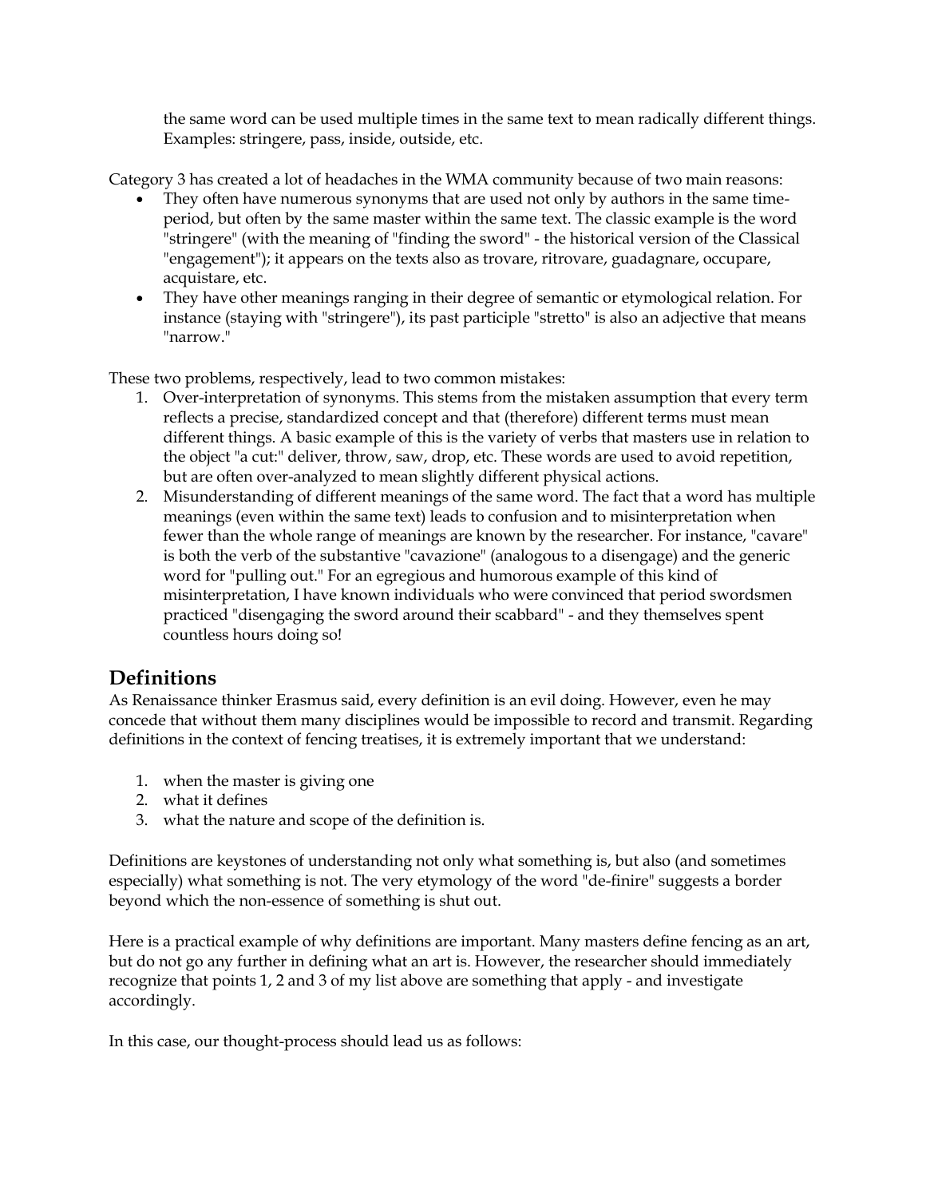the same word can be used multiple times in the same text to mean radically different things. Examples: stringere, pass, inside, outside, etc.

Category 3 has created a lot of headaches in the WMA community because of two main reasons:

- They often have numerous synonyms that are used not only by authors in the same time-period, but often by the same master within the same text. The classic example is the word "stringere" (with the meaning of "finding the sword" - the historical version of the Classical "engagement"); it appears on the texts also as trovare, ritrovare, guadagnare, occupare, acquistare, etc.
- They have other meanings ranging in their degree of semantic or etymological relation. For instance (staying with "stringere"), its past participle "stretto" is also an adjective that means "narrow."

These two problems, respectively, lead to two common mistakes:

1. Over-interpretation of synonyms. This stems from the mistaken assumption that every term reflects a precise, standardized concept and that (therefore) different terms must mean different things. A basic example of this is the variety of verbs that masters use in relation to the object "a cut:" deliver, throw, saw, drop, etc. These words are used to avoid repetition, but are often over-analyzed to mean slightly different physical actions.
2. Misunderstanding of different meanings of the same word. The fact that a word has multiple meanings (even within the same text) leads to confusion and to misinterpretation when fewer than the whole range of meanings are known by the researcher. For instance, "cavare" is both the verb of the substantive "cavazione" (analogous to a disengage) and the generic word for "pulling out." For an egregious and humorous example of this kind of misinterpretation, I have known individuals who were convinced that period swordsmen practiced "disengaging the sword around their scabbard" - and they themselves spent countless hours doing so!

## Definitions

As Renaissance thinker Erasmus said, every definition is an evil doing. However, even he may concede that without them many disciplines would be impossible to record and transmit. Regarding definitions in the context of fencing treatises, it is extremely important that we understand:

1. when the master is giving one
2. what it defines
3. what the nature and scope of the definition is.

Definitions are keystones of understanding not only what something is, but also (and sometimes especially) what something is not. The very etymology of the word "de-finire" suggests a border beyond which the non-essence of something is shut out.

Here is a practical example of why definitions are important. Many masters define fencing as an art, but do not go any further in defining what an art is. However, the researcher should immediately recognize that points 1, 2 and 3 of my list above are something that apply - and investigate accordingly.

In this case, our thought-process should lead us as follows: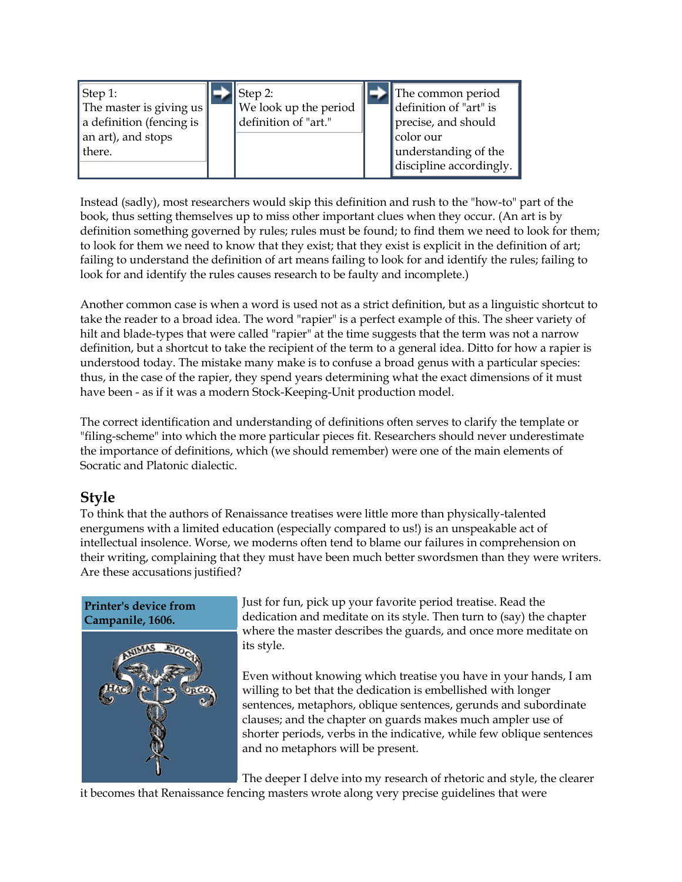| Step 1: The master is giving us a definition (fencing is an art), and stops there. | → | Step 2: We look up the period definition of "art." | → | The common period definition of "art" is precise, and should color our understanding of the discipline accordingly. |
| --- | --- | --- | --- | --- |

Instead (sadly), most researchers would skip this definition and rush to the "how-to" part of the book, thus setting themselves up to miss other important clues when they occur. (An art is by definition something governed by rules; rules must be found; to find them we need to look for them; to look for them we need to know that they exist; that they exist is explicit in the definition of art; failing to understand the definition of art means failing to look for and identify the rules; failing to look for and identify the rules causes research to be faulty and incomplete.)

Another common case is when a word is used not as a strict definition, but as a linguistic shortcut to take the reader to a broad idea. The word "rapier" is a perfect example of this. The sheer variety of hilt and blade-types that were called "rapier" at the time suggests that the term was not a narrow definition, but a shortcut to take the recipient of the term to a general idea. Ditto for how a rapier is understood today. The mistake many make is to confuse a broad genus with a particular species: thus, in the case of the rapier, they spend years determining what the exact dimensions of it must have been - as if it was a modern Stock-Keeping-Unit production model.

The correct identification and understanding of definitions often serves to clarify the template or "filing-scheme" into which the more particular pieces fit. Researchers should never underestimate the importance of definitions, which (we should remember) were one of the main elements of Socratic and Platonic dialectic.

## Style

To think that the authors of Renaissance treatises were little more than physically-talented energumens with a limited education (especially compared to us!) is an unspeakable act of intellectual insolence. Worse, we moderns often tend to blame our failures in comprehension on their writing, complaining that they must have been much better swordsmen than they were writers. Are these accusations justified?

**Printer's device from Campanile, 1606.**

Just for fun, pick up your favorite period treatise. Read the dedication and meditate on its style. Then turn to (say) the chapter where the master describes the guards, and once more meditate on its style.

Even without knowing which treatise you have in your hands, I am willing to bet that the dedication is embellished with longer sentences, metaphors, oblique sentences, gerunds and subordinate clauses; and the chapter on guards makes much ampler use of shorter periods, verbs in the indicative, while few oblique sentences and no metaphors will be present.

The deeper I delve into my research of rhetoric and style, the clearer it becomes that Renaissance fencing masters wrote along very precise guidelines that were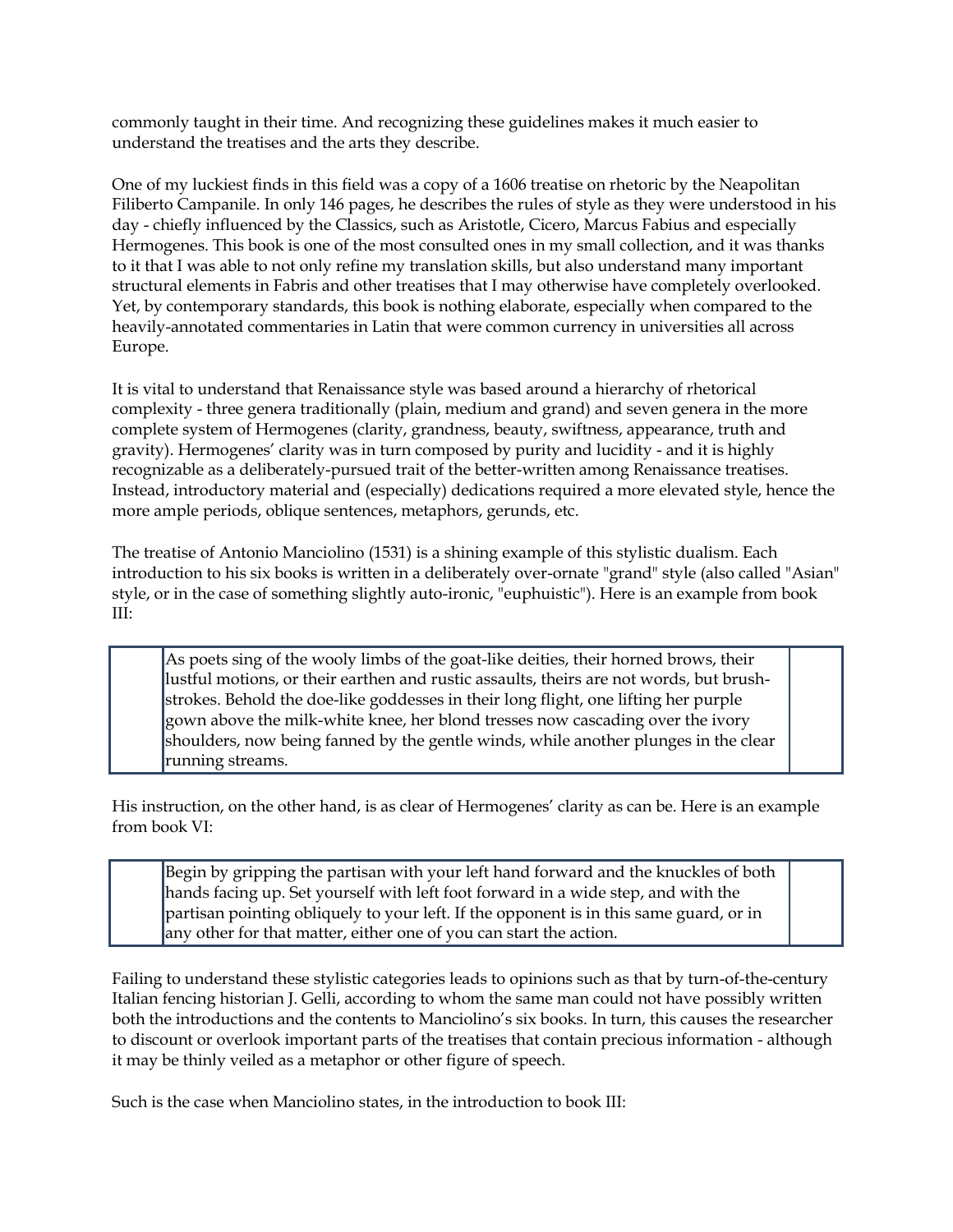commonly taught in their time. And recognizing these guidelines makes it much easier to understand the treatises and the arts they describe.

One of my luckiest finds in this field was a copy of a 1606 treatise on rhetoric by the Neapolitan Filiberto Campanile. In only 146 pages, he describes the rules of style as they were understood in his day - chiefly influenced by the Classics, such as Aristotle, Cicero, Marcus Fabius and especially Hermogenes. This book is one of the most consulted ones in my small collection, and it was thanks to it that I was able to not only refine my translation skills, but also understand many important structural elements in Fabris and other treatises that I may otherwise have completely overlooked. Yet, by contemporary standards, this book is nothing elaborate, especially when compared to the heavily-annotated commentaries in Latin that were common currency in universities all across Europe.

It is vital to understand that Renaissance style was based around a hierarchy of rhetorical complexity - three genera traditionally (plain, medium and grand) and seven genera in the more complete system of Hermogenes (clarity, grandness, beauty, swiftness, appearance, truth and gravity). Hermogenes' clarity was in turn composed by purity and lucidity - and it is highly recognizable as a deliberately-pursued trait of the better-written among Renaissance treatises. Instead, introductory material and (especially) dedications required a more elevated style, hence the more ample periods, oblique sentences, metaphors, gerunds, etc.

The treatise of Antonio Manciolino (1531) is a shining example of this stylistic dualism. Each introduction to his six books is written in a deliberately over-ornate "grand" style (also called "Asian" style, or in the case of something slightly auto-ironic, "euphuistic"). Here is an example from book III:

> As poets sing of the wooly limbs of the goat-like deities, their horned brows, their lustful motions, or their earthen and rustic assaults, theirs are not words, but brush-strokes. Behold the doe-like goddesses in their long flight, one lifting her purple gown above the milk-white knee, her blond tresses now cascading over the ivory shoulders, now being fanned by the gentle winds, while another plunges in the clear running streams.

His instruction, on the other hand, is as clear of Hermogenes' clarity as can be. Here is an example from book VI:

> Begin by gripping the partisan with your left hand forward and the knuckles of both hands facing up. Set yourself with left foot forward in a wide step, and with the partisan pointing obliquely to your left. If the opponent is in this same guard, or in any other for that matter, either one of you can start the action.

Failing to understand these stylistic categories leads to opinions such as that by turn-of-the-century Italian fencing historian J. Gelli, according to whom the same man could not have possibly written both the introductions and the contents to Manciolino's six books. In turn, this causes the researcher to discount or overlook important parts of the treatises that contain precious information - although it may be thinly veiled as a metaphor or other figure of speech.

Such is the case when Manciolino states, in the introduction to book III: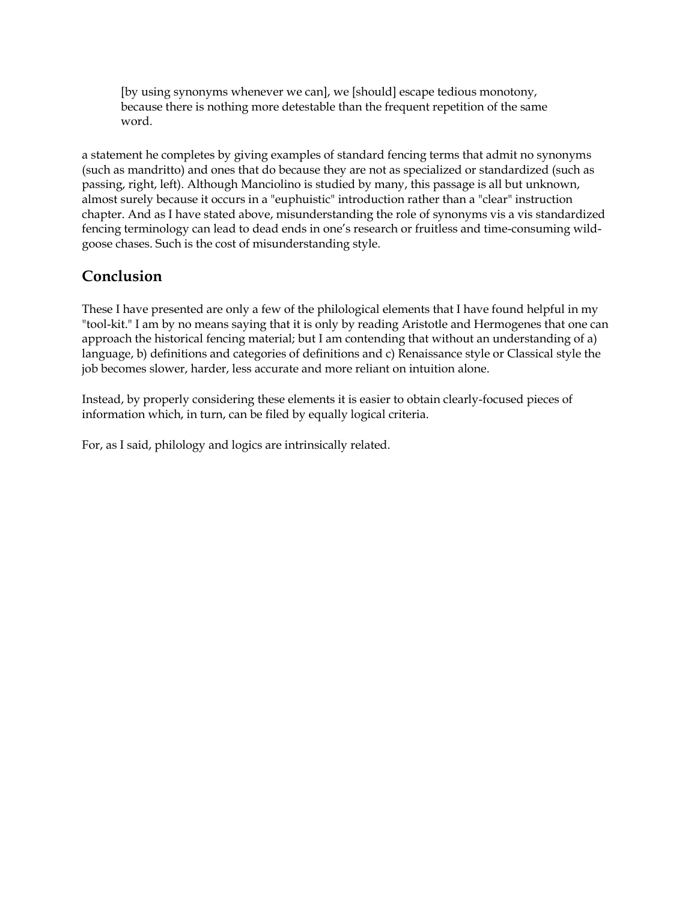> [by using synonyms whenever we can], we [should] escape tedious monotony, because there is nothing more detestable than the frequent repetition of the same word.

a statement he completes by giving examples of standard fencing terms that admit no synonyms (such as mandritto) and ones that do because they are not as specialized or standardized (such as passing, right, left). Although Manciolino is studied by many, this passage is all but unknown, almost surely because it occurs in a "euphuistic" introduction rather than a "clear" instruction chapter. And as I have stated above, misunderstanding the role of synonyms vis a vis standardized fencing terminology can lead to dead ends in one's research or fruitless and time-consuming wild-goose chases. Such is the cost of misunderstanding style.

## Conclusion

These I have presented are only a few of the philological elements that I have found helpful in my "tool-kit." I am by no means saying that it is only by reading Aristotle and Hermogenes that one can approach the historical fencing material; but I am contending that without an understanding of a) language, b) definitions and categories of definitions and c) Renaissance style or Classical style the job becomes slower, harder, less accurate and more reliant on intuition alone.

Instead, by properly considering these elements it is easier to obtain clearly-focused pieces of information which, in turn, can be filed by equally logical criteria.

For, as I said, philology and logics are intrinsically related.